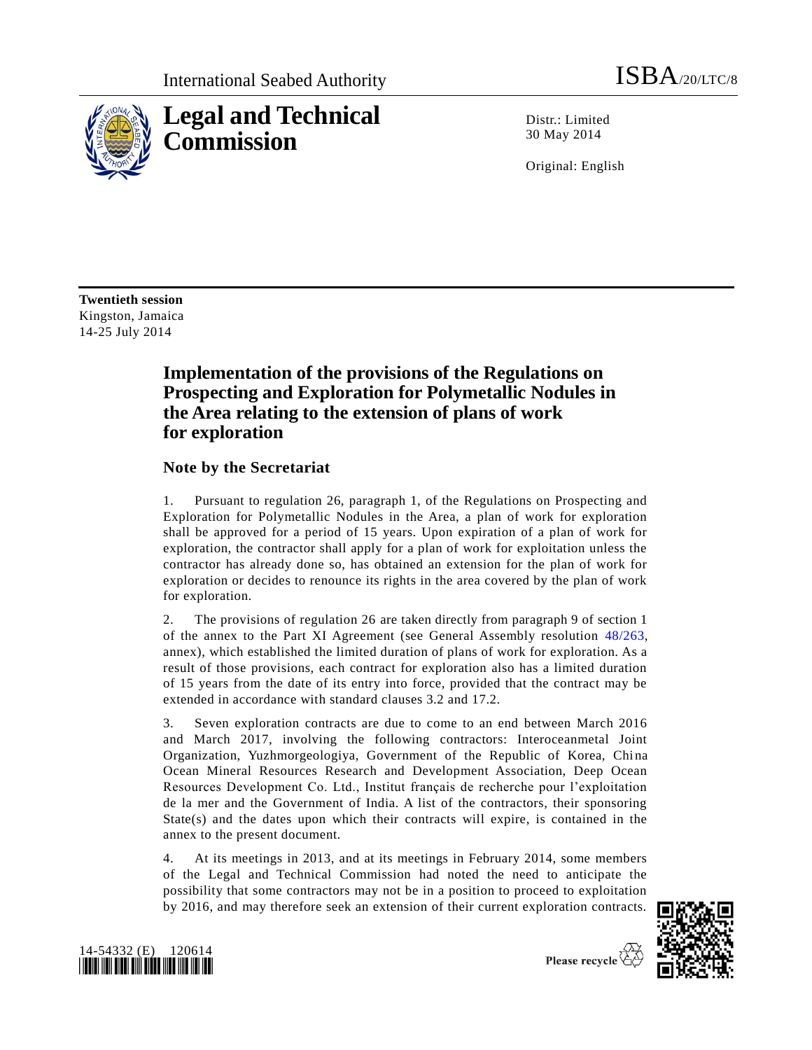International Seabed Authority ISBA/20/LTC/8

# Legal and Technical Commission

Distr.: Limited
30 May 2014

Original: English

**Twentieth session**
Kingston, Jamaica
14-25 July 2014

## Implementation of the provisions of the Regulations on Prospecting and Exploration for Polymetallic Nodules in the Area relating to the extension of plans of work for exploration

### Note by the Secretariat

1. Pursuant to regulation 26, paragraph 1, of the Regulations on Prospecting and Exploration for Polymetallic Nodules in the Area, a plan of work for exploration shall be approved for a period of 15 years. Upon expiration of a plan of work for exploration, the contractor shall apply for a plan of work for exploitation unless the contractor has already done so, has obtained an extension for the plan of work for exploration or decides to renounce its rights in the area covered by the plan of work for exploration.

2. The provisions of regulation 26 are taken directly from paragraph 9 of section 1 of the annex to the Part XI Agreement (see General Assembly resolution 48/263, annex), which established the limited duration of plans of work for exploration. As a result of those provisions, each contract for exploration also has a limited duration of 15 years from the date of its entry into force, provided that the contract may be extended in accordance with standard clauses 3.2 and 17.2.

3. Seven exploration contracts are due to come to an end between March 2016 and March 2017, involving the following contractors: Interoceanmetal Joint Organization, Yuzhmorgeologiya, Government of the Republic of Korea, China Ocean Mineral Resources Research and Development Association, Deep Ocean Resources Development Co. Ltd., Institut français de recherche pour l'exploitation de la mer and the Government of India. A list of the contractors, their sponsoring State(s) and the dates upon which their contracts will expire, is contained in the annex to the present document.

4. At its meetings in 2013, and at its meetings in February 2014, some members of the Legal and Technical Commission had noted the need to anticipate the possibility that some contractors may not be in a position to proceed to exploitation by 2016, and may therefore seek an extension of their current exploration contracts.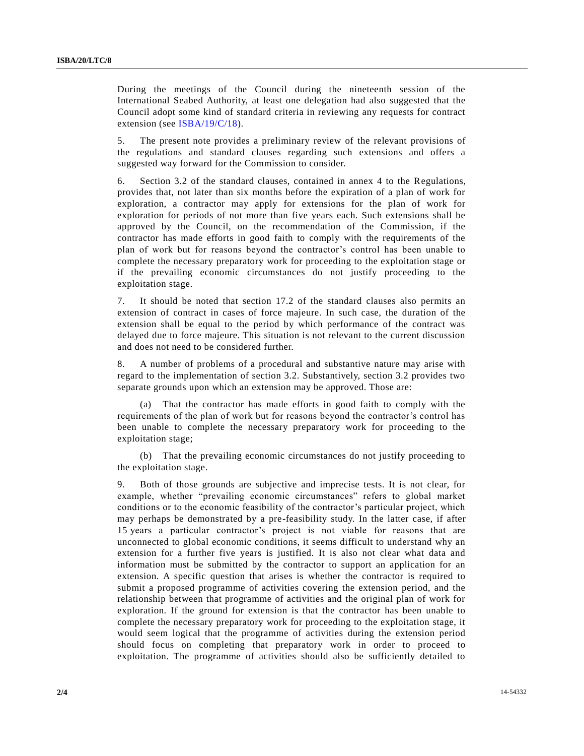During the meetings of the Council during the nineteenth session of the International Seabed Authority, at least one delegation had also suggested that the Council adopt some kind of standard criteria in reviewing any requests for contract extension (see ISBA/19/C/18).

5. The present note provides a preliminary review of the relevant provisions of the regulations and standard clauses regarding such extensions and offers a suggested way forward for the Commission to consider.

6. Section 3.2 of the standard clauses, contained in annex 4 to the Regulations, provides that, not later than six months before the expiration of a plan of work for exploration, a contractor may apply for extensions for the plan of work for exploration for periods of not more than five years each. Such extensions shall be approved by the Council, on the recommendation of the Commission, if the contractor has made efforts in good faith to comply with the requirements of the plan of work but for reasons beyond the contractor's control has been unable to complete the necessary preparatory work for proceeding to the exploitation stage or if the prevailing economic circumstances do not justify proceeding to the exploitation stage.

7. It should be noted that section 17.2 of the standard clauses also permits an extension of contract in cases of force majeure. In such case, the duration of the extension shall be equal to the period by which performance of the contract was delayed due to force majeure. This situation is not relevant to the current discussion and does not need to be considered further.

8. A number of problems of a procedural and substantive nature may arise with regard to the implementation of section 3.2. Substantively, section 3.2 provides two separate grounds upon which an extension may be approved. Those are:

(a) That the contractor has made efforts in good faith to comply with the requirements of the plan of work but for reasons beyond the contractor's control has been unable to complete the necessary preparatory work for proceeding to the exploitation stage;

(b) That the prevailing economic circumstances do not justify proceeding to the exploitation stage.

9. Both of those grounds are subjective and imprecise tests. It is not clear, for example, whether "prevailing economic circumstances" refers to global market conditions or to the economic feasibility of the contractor's particular project, which may perhaps be demonstrated by a pre-feasibility study. In the latter case, if after 15 years a particular contractor's project is not viable for reasons that are unconnected to global economic conditions, it seems difficult to understand why an extension for a further five years is justified. It is also not clear what data and information must be submitted by the contractor to support an application for an extension. A specific question that arises is whether the contractor is required to submit a proposed programme of activities covering the extension period, and the relationship between that programme of activities and the original plan of work for exploration. If the ground for extension is that the contractor has been unable to complete the necessary preparatory work for proceeding to the exploitation stage, it would seem logical that the programme of activities during the extension period should focus on completing that preparatory work in order to proceed to exploitation. The programme of activities should also be sufficiently detailed to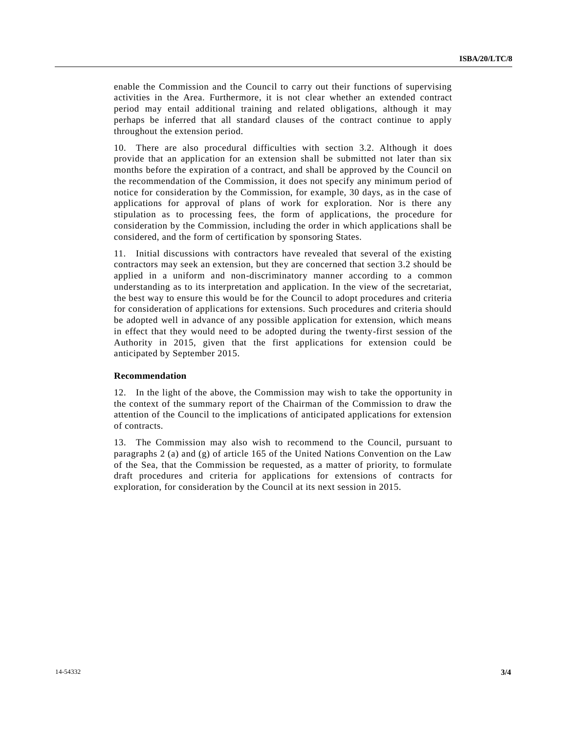enable the Commission and the Council to carry out their functions of supervising activities in the Area. Furthermore, it is not clear whether an extended contract period may entail additional training and related obligations, although it may perhaps be inferred that all standard clauses of the contract continue to apply throughout the extension period.

10. There are also procedural difficulties with section 3.2. Although it does provide that an application for an extension shall be submitted not later than six months before the expiration of a contract, and shall be approved by the Council on the recommendation of the Commission, it does not specify any minimum period of notice for consideration by the Commission, for example, 30 days, as in the case of applications for approval of plans of work for exploration. Nor is there any stipulation as to processing fees, the form of applications, the procedure for consideration by the Commission, including the order in which applications shall be considered, and the form of certification by sponsoring States.

11. Initial discussions with contractors have revealed that several of the existing contractors may seek an extension, but they are concerned that section 3.2 should be applied in a uniform and non-discriminatory manner according to a common understanding as to its interpretation and application. In the view of the secretariat, the best way to ensure this would be for the Council to adopt procedures and criteria for consideration of applications for extensions. Such procedures and criteria should be adopted well in advance of any possible application for extension, which means in effect that they would need to be adopted during the twenty-first session of the Authority in 2015, given that the first applications for extension could be anticipated by September 2015.

**Recommendation**

12. In the light of the above, the Commission may wish to take the opportunity in the context of the summary report of the Chairman of the Commission to draw the attention of the Council to the implications of anticipated applications for extension of contracts.

13. The Commission may also wish to recommend to the Council, pursuant to paragraphs 2 (a) and (g) of article 165 of the United Nations Convention on the Law of the Sea, that the Commission be requested, as a matter of priority, to formulate draft procedures and criteria for applications for extensions of contracts for exploration, for consideration by the Council at its next session in 2015.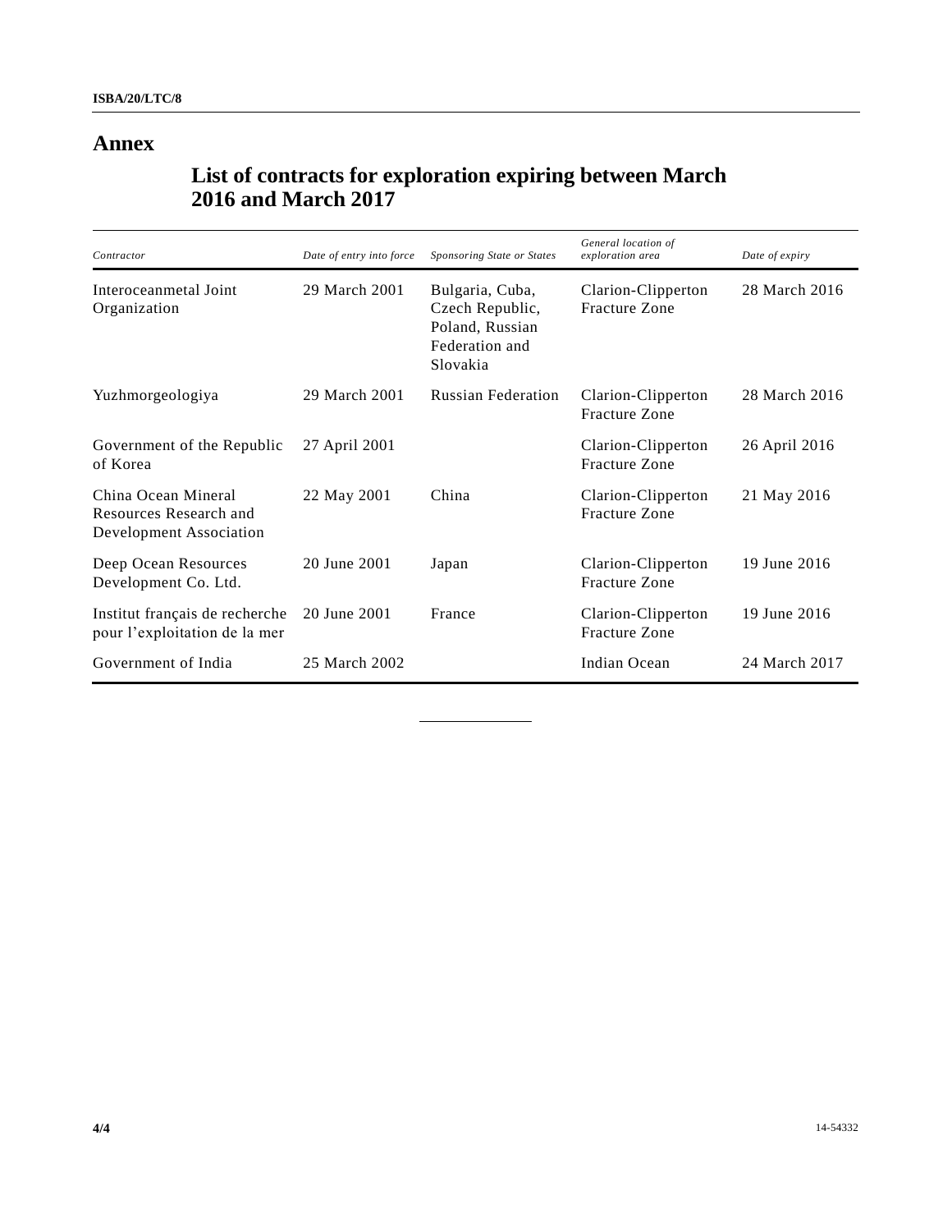# Annex

## List of contracts for exploration expiring between March 2016 and March 2017

| *Contractor* | *Date of entry into force* | *Sponsoring State or States* | *General location of exploration area* | *Date of expiry* |
|---|---|---|---|---|
| Interoceanmetal Joint Organization | 29 March 2001 | Bulgaria, Cuba, Czech Republic, Poland, Russian Federation and Slovakia | Clarion-Clipperton Fracture Zone | 28 March 2016 |
| Yuzhmorgeologiya | 29 March 2001 | Russian Federation | Clarion-Clipperton Fracture Zone | 28 March 2016 |
| Government of the Republic of Korea | 27 April 2001 | | Clarion-Clipperton Fracture Zone | 26 April 2016 |
| China Ocean Mineral Resources Research and Development Association | 22 May 2001 | China | Clarion-Clipperton Fracture Zone | 21 May 2016 |
| Deep Ocean Resources Development Co. Ltd. | 20 June 2001 | Japan | Clarion-Clipperton Fracture Zone | 19 June 2016 |
| Institut français de recherche pour l'exploitation de la mer | 20 June 2001 | France | Clarion-Clipperton Fracture Zone | 19 June 2016 |
| Government of India | 25 March 2002 | | Indian Ocean | 24 March 2017 |